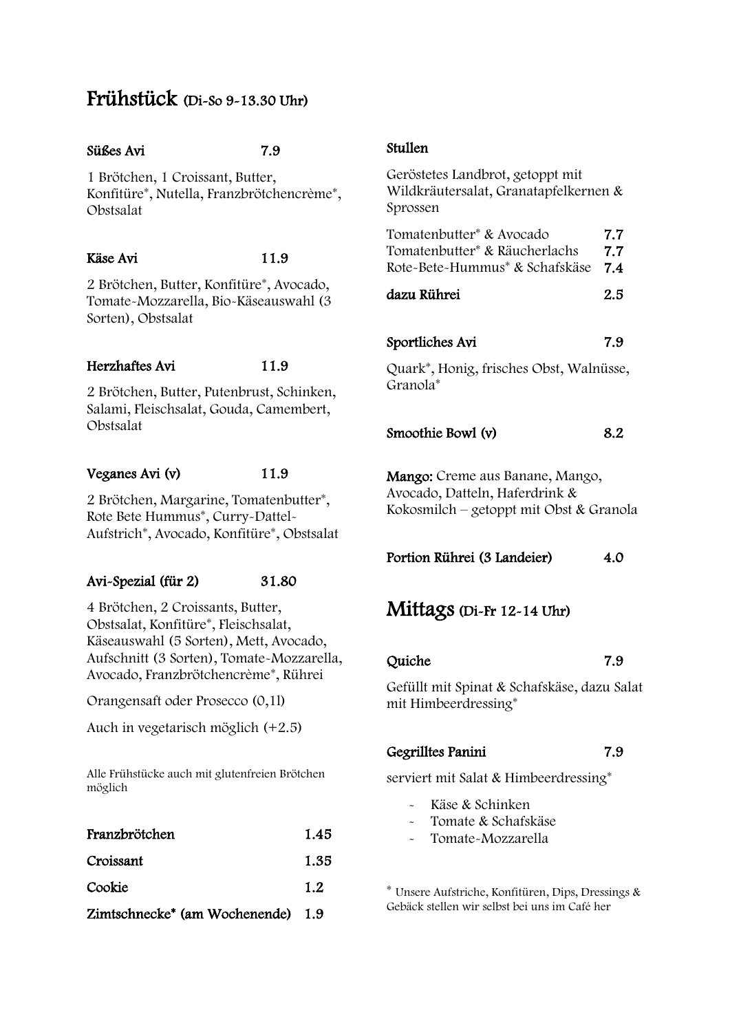# Frühstück (Di-So 9-13.30 Uhr)

**Süßes Avi** 7.9

1 Brötchen, 1 Croissant, Butter, Konfitüre*, Nutella, Franzbrötchencrème*, Obstsalat

**Käse Avi** 11.9

2 Brötchen, Butter, Konfitüre*, Avocado, Tomate-Mozzarella, Bio-Käseauswahl (3 Sorten), Obstsalat

**Herzhaftes Avi** 11.9

2 Brötchen, Butter, Putenbrust, Schinken, Salami, Fleischsalat, Gouda, Camembert, Obstsalat

**Veganes Avi (v)** 11.9

2 Brötchen, Margarine, Tomatenbutter*, Rote Bete Hummus*, Curry-Dattel-Aufstrich*, Avocado, Konfitüre*, Obstsalat

**Avi-Spezial (für 2)** 31.80

4 Brötchen, 2 Croissants, Butter, Obstsalat, Konfitüre*, Fleischsalat, Käseauswahl (5 Sorten), Mett, Avocado, Aufschnitt (3 Sorten), Tomate-Mozzarella, Avocado, Franzbrötchencrème*, Rührei

Orangensaft oder Prosecco (0,1l)

Auch in vegetarisch möglich (+2.5)

Alle Frühstücke auch mit glutenfreien Brötchen möglich

| | |
|---|---|
| **Franzbrötchen** | 1.45 |
| **Croissant** | 1.35 |
| **Cookie** | 1.2 |
| **Zimtschnecke* (am Wochenende)** | 1.9 |

**Stullen**

Geröstetes Landbrot, getoppt mit Wildkräutersalat, Granatapfelkernen & Sprossen

| | |
|---|---|
| Tomatenbutter* & Avocado | 7.7 |
| Tomatenbutter* & Räucherlachs | 7.7 |
| Rote-Bete-Hummus* & Schafskäse | 7.4 |
| **dazu Rührei** | 2.5 |

**Sportliches Avi** 7.9

Quark*, Honig, frisches Obst, Walnüsse, Granola*

**Smoothie Bowl (v)** 8.2

**Mango:** Creme aus Banane, Mango, Avocado, Datteln, Haferdrink & Kokosmilch – getoppt mit Obst & Granola

**Portion Rührei (3 Landeier)** 4.0

# Mittags (Di-Fr 12-14 Uhr)

**Quiche** 7.9

Gefüllt mit Spinat & Schafskäse, dazu Salat mit Himbeerdressing*

**Gegrilltes Panini** 7.9

serviert mit Salat & Himbeerdressing*

- Käse & Schinken
- Tomate & Schafskäse
- Tomate-Mozzarella

* Unsere Aufstriche, Konfitüren, Dips, Dressings & Gebäck stellen wir selbst bei uns im Café her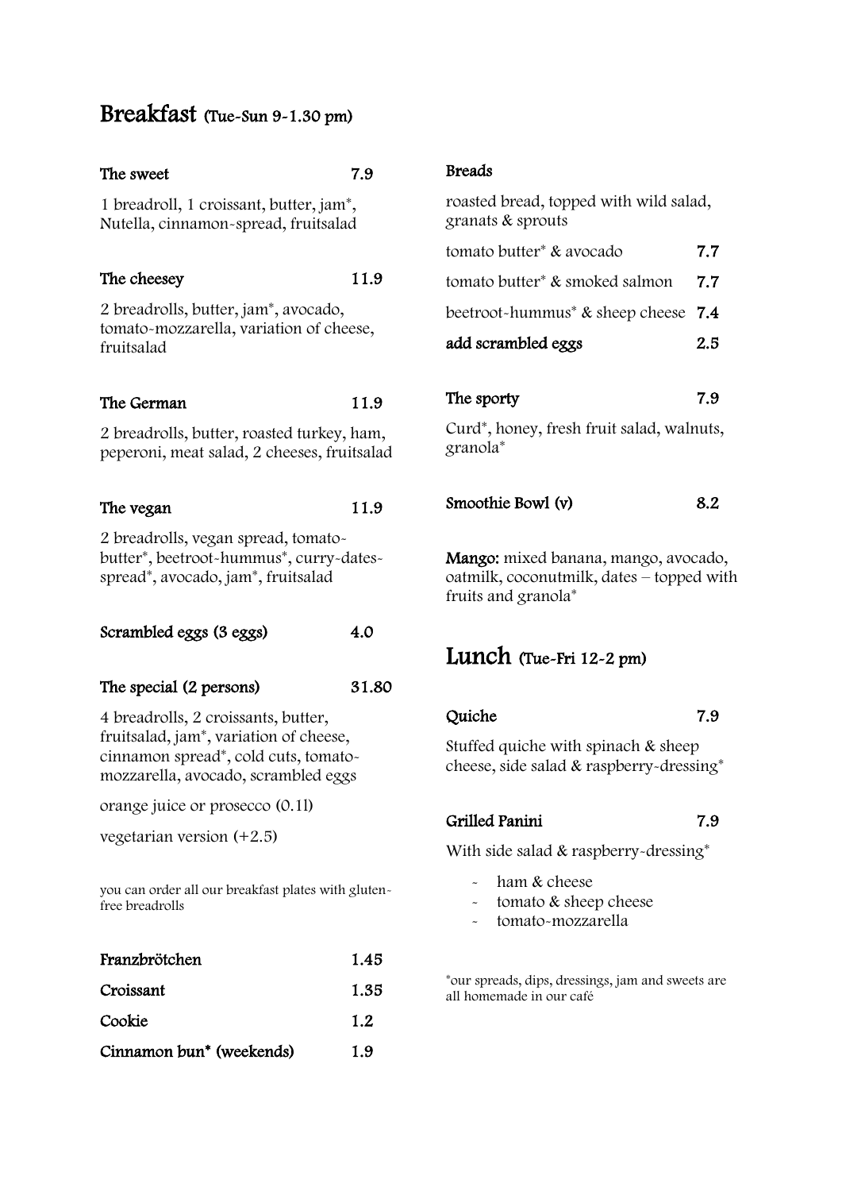# Breakfast (Tue-Sun 9-1.30 pm)

**The sweet** 7.9

1 breadroll, 1 croissant, butter, jam*, Nutella, cinnamon-spread, fruitsalad

**The cheesey** 11.9

2 breadrolls, butter, jam*, avocado, tomato-mozzarella, variation of cheese, fruitsalad

**The German** 11.9

2 breadrolls, butter, roasted turkey, ham, peperoni, meat salad, 2 cheeses, fruitsalad

**The vegan** 11.9

2 breadrolls, vegan spread, tomato-butter*, beetroot-hummus*, curry-dates-spread*, avocado, jam*, fruitsalad

**Scrambled eggs (3 eggs)** 4.0

**The special (2 persons)** 31.80

4 breadrolls, 2 croissants, butter, fruitsalad, jam*, variation of cheese, cinnamon spread*, cold cuts, tomato-mozzarella, avocado, scrambled eggs

orange juice or prosecco (0.1l)

vegetarian version (+2.5)

you can order all our breakfast plates with gluten-free breadrolls

| | |
|---|---|
| **Franzbrötchen** | 1.45 |
| **Croissant** | 1.35 |
| **Cookie** | 1.2 |
| **Cinnamon bun* (weekends)** | 1.9 |

**Breads**

roasted bread, topped with wild salad, granats & sprouts

| | |
|---|---|
| tomato butter* & avocado | 7.7 |
| tomato butter* & smoked salmon | 7.7 |
| beetroot-hummus* & sheep cheese | 7.4 |
| **add scrambled eggs** | 2.5 |

**The sporty** 7.9

Curd*, honey, fresh fruit salad, walnuts, granola*

**Smoothie Bowl (v)** 8.2

**Mango:** mixed banana, mango, avocado, oatmilk, coconutmilk, dates – topped with fruits and granola*

# Lunch (Tue-Fri 12-2 pm)

**Quiche** 7.9

Stuffed quiche with spinach & sheep cheese, side salad & raspberry-dressing*

**Grilled Panini** 7.9

With side salad & raspberry-dressing*

- ham & cheese
- tomato & sheep cheese
- tomato-mozzarella

*our spreads, dips, dressings, jam and sweets are all homemade in our café